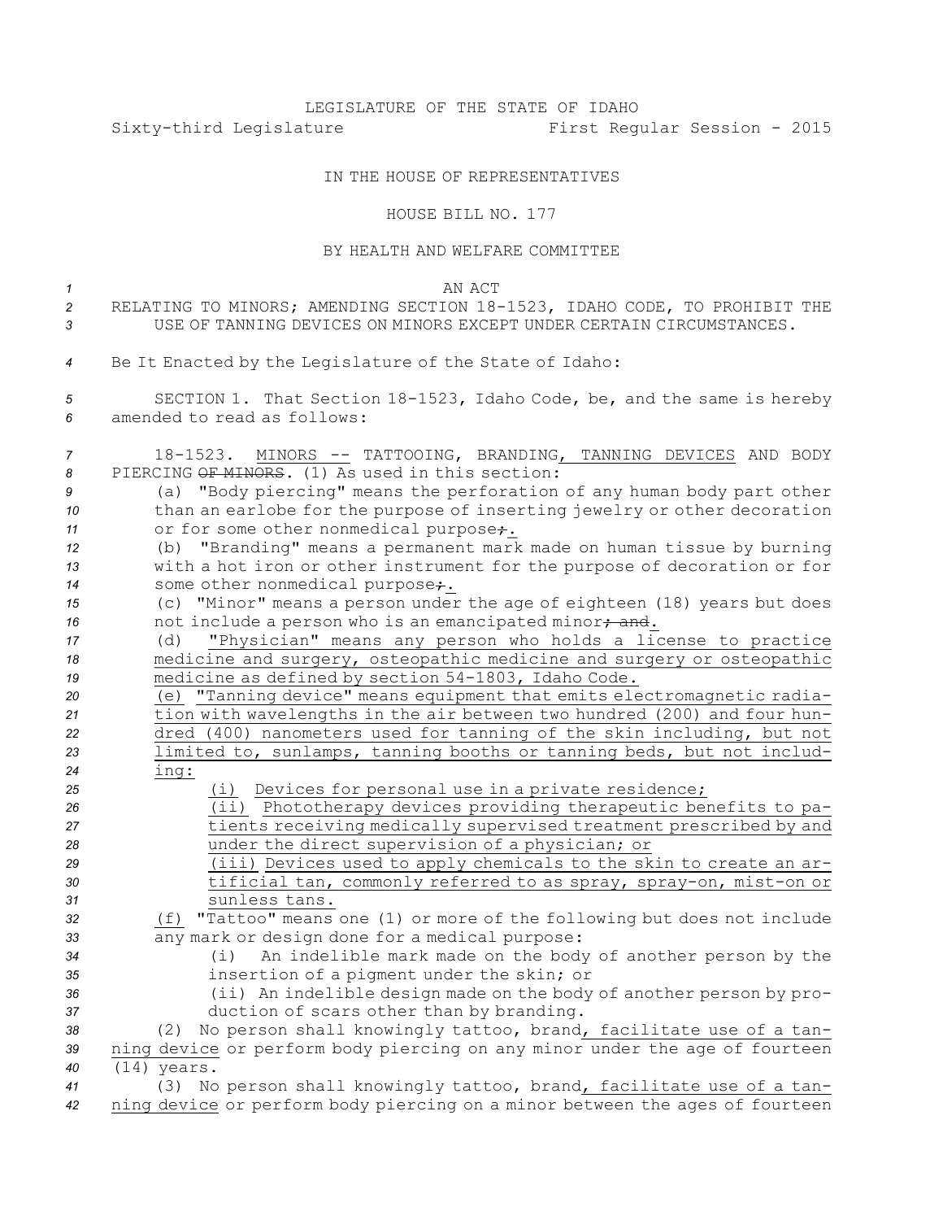LEGISLATURE OF THE STATE OF IDAHO

Sixty-third Legislature First Regular Session - 2015

IN THE HOUSE OF REPRESENTATIVES

HOUSE BILL NO. 177

BY HEALTH AND WELFARE COMMITTEE

AN ACT

RELATING TO MINORS; AMENDING SECTION 18-1523, IDAHO CODE, TO PROHIBIT THE USE OF TANNING DEVICES ON MINORS EXCEPT UNDER CERTAIN CIRCUMSTANCES.

Be It Enacted by the Legislature of the State of Idaho:

SECTION 1. That Section 18-1523, Idaho Code, be, and the same is hereby amended to read as follows:

18-1523. MINORS -- TATTOOING, BRANDING, TANNING DEVICES AND BODY PIERCING ~~OF MINORS~~. (1) As used in this section:

(a) "Body piercing" means the perforation of any human body part other than an earlobe for the purpose of inserting jewelry or other decoration or for some other nonmedical purpose~~;~~.

(b) "Branding" means a permanent mark made on human tissue by burning with a hot iron or other instrument for the purpose of decoration or for some other nonmedical purpose~~;~~.

(c) "Minor" means a person under the age of eighteen (18) years but does not include a person who is an emancipated minor~~; and~~.

(d) "Physician" means any person who holds a license to practice medicine and surgery, osteopathic medicine and surgery or osteopathic medicine as defined by section 54-1803, Idaho Code.

(e) "Tanning device" means equipment that emits electromagnetic radiation with wavelengths in the air between two hundred (200) and four hundred (400) nanometers used for tanning of the skin including, but not limited to, sunlamps, tanning booths or tanning beds, but not including:

(i) Devices for personal use in a private residence;

(ii) Phototherapy devices providing therapeutic benefits to patients receiving medically supervised treatment prescribed by and under the direct supervision of a physician; or

(iii) Devices used to apply chemicals to the skin to create an artificial tan, commonly referred to as spray, spray-on, mist-on or sunless tans.

(f) "Tattoo" means one (1) or more of the following but does not include any mark or design done for a medical purpose:

(i) An indelible mark made on the body of another person by the insertion of a pigment under the skin; or

(ii) An indelible design made on the body of another person by production of scars other than by branding.

(2) No person shall knowingly tattoo, brand, facilitate use of a tanning device or perform body piercing on any minor under the age of fourteen (14) years.

(3) No person shall knowingly tattoo, brand, facilitate use of a tanning device or perform body piercing on a minor between the ages of fourteen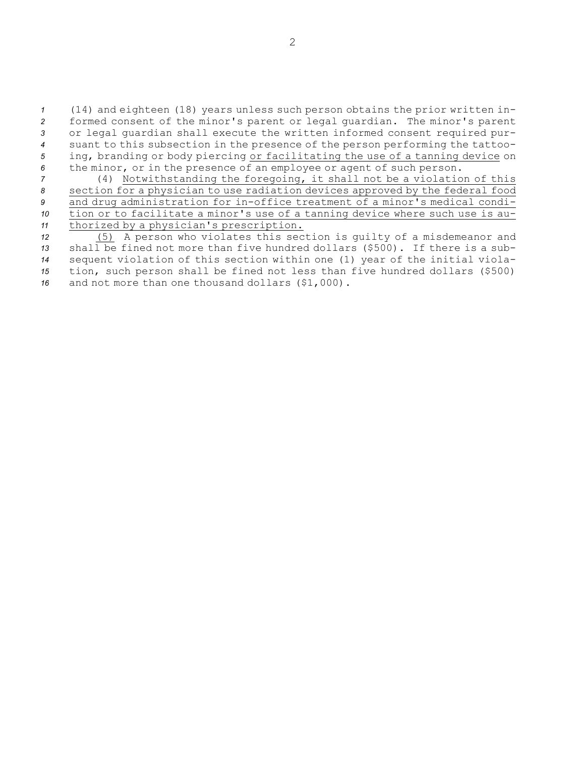(14) and eighteen (18) years unless such person obtains the prior written informed consent of the minor's parent or legal guardian. The minor's parent or legal guardian shall execute the written informed consent required pursuant to this subsection in the presence of the person performing the tattooing, branding or body piercing <u>or facilitating the use of a tanning device</u> on the minor, or in the presence of an employee or agent of such person.

(4) <u>Notwithstanding the foregoing, it shall not be a violation of this section for a physician to use radiation devices approved by the federal food and drug administration for in-office treatment of a minor's medical condition or to facilitate a minor's use of a tanning device where such use is authorized by a physician's prescription.</u>

<u>(5)</u> A person who violates this section is guilty of a misdemeanor and shall be fined not more than five hundred dollars ($500). If there is a subsequent violation of this section within one (1) year of the initial violation, such person shall be fined not less than five hundred dollars ($500) and not more than one thousand dollars ($1,000).